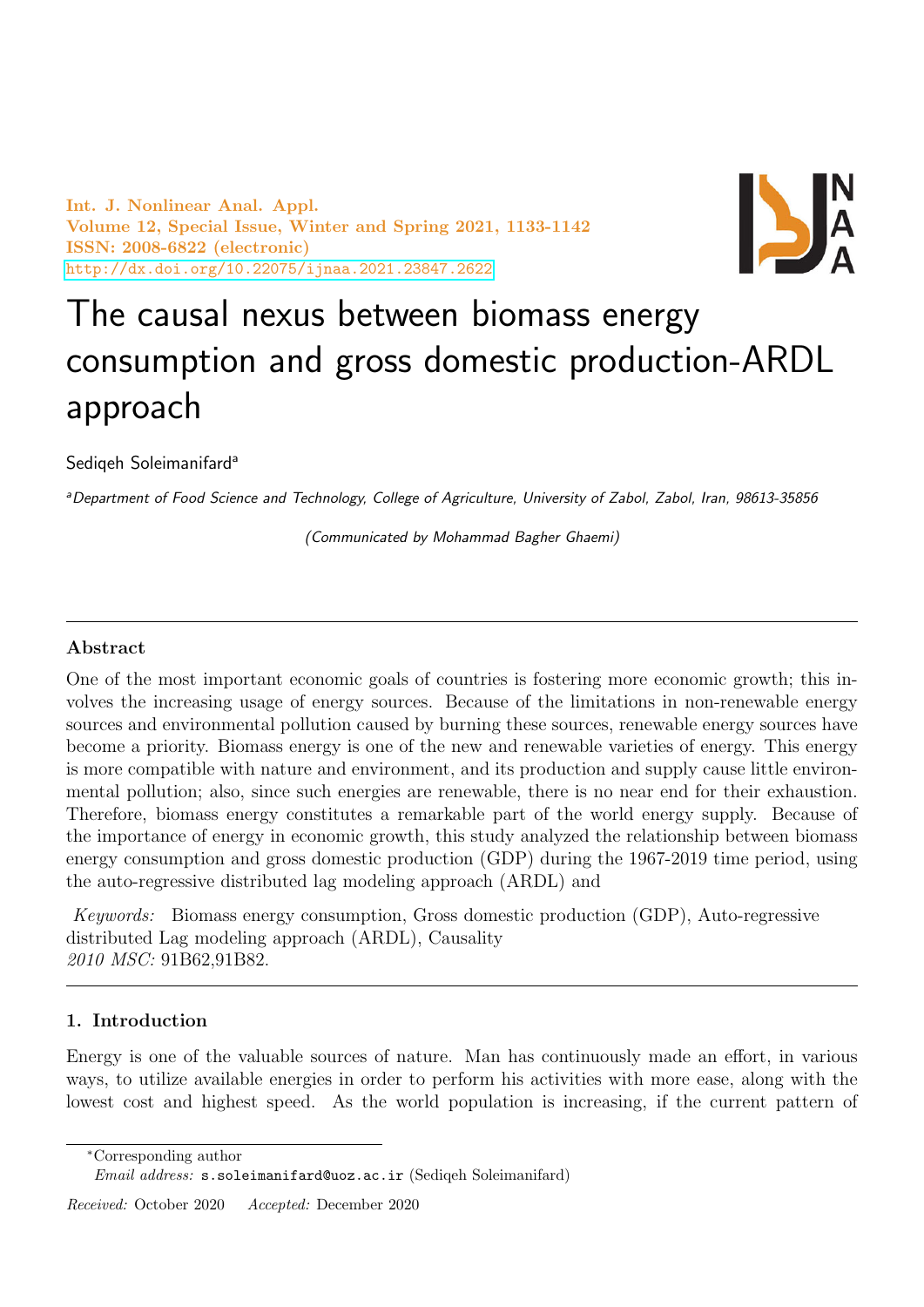# The causal nexus between biomass energy consumption and gross domestic production-ARDL approach

Sediqeh Soleimanifard[a]

[a]*Department of Food Science and Technology, College of Agriculture, University of Zabol, Zabol, Iran, 98613-35856*

*(Communicated by Mohammad Bagher Ghaemi)*

### Abstract

One of the most important economic goals of countries is fostering more economic growth; this involves the increasing usage of energy sources. Because of the limitations in non-renewable energy sources and environmental pollution caused by burning these sources, renewable energy sources have become a priority. Biomass energy is one of the new and renewable varieties of energy. This energy is more compatible with nature and environment, and its production and supply cause little environmental pollution; also, since such energies are renewable, there is no near end for their exhaustion. Therefore, biomass energy constitutes a remarkable part of the world energy supply. Because of the importance of energy in economic growth, this study analyzed the relationship between biomass energy consumption and gross domestic production (GDP) during the 1967-2019 time period, using the auto-regressive distributed lag modeling approach (ARDL) and

*Keywords:* Biomass energy consumption, Gross domestic production (GDP), Auto-regressive distributed Lag modeling approach (ARDL), Causality
*2010 MSC:* 91B62,91B82.

## 1. Introduction

Energy is one of the valuable sources of nature. Man has continuously made an effort, in various ways, to utilize available energies in order to perform his activities with more ease, along with the lowest cost and highest speed. As the world population is increasing, if the current pattern of

*Corresponding author
*Email address:* s.soleimanifard@uoz.ac.ir (Sediqeh Soleimanifard)

*Received:* October 2020 *Accepted:* December 2020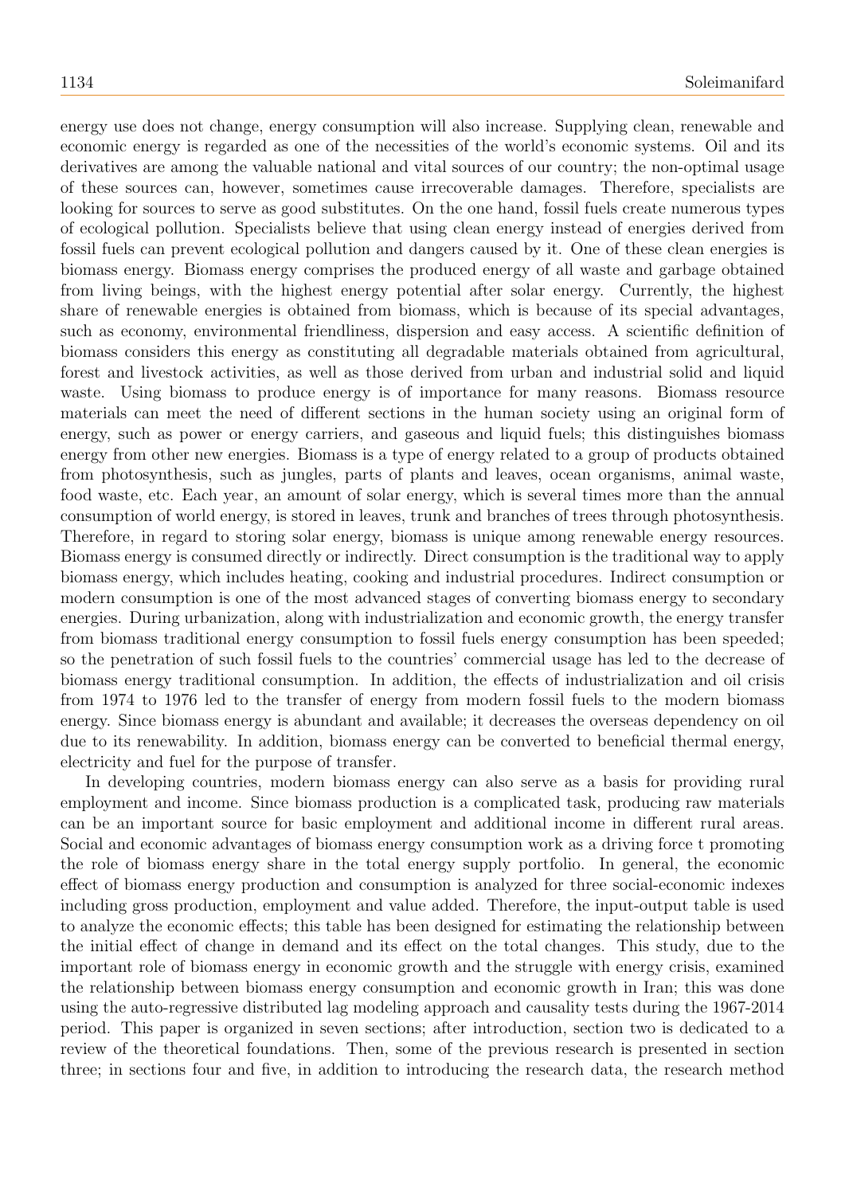energy use does not change, energy consumption will also increase. Supplying clean, renewable and economic energy is regarded as one of the necessities of the world's economic systems. Oil and its derivatives are among the valuable national and vital sources of our country; the non-optimal usage of these sources can, however, sometimes cause irrecoverable damages. Therefore, specialists are looking for sources to serve as good substitutes. On the one hand, fossil fuels create numerous types of ecological pollution. Specialists believe that using clean energy instead of energies derived from fossil fuels can prevent ecological pollution and dangers caused by it. One of these clean energies is biomass energy. Biomass energy comprises the produced energy of all waste and garbage obtained from living beings, with the highest energy potential after solar energy. Currently, the highest share of renewable energies is obtained from biomass, which is because of its special advantages, such as economy, environmental friendliness, dispersion and easy access. A scientific definition of biomass considers this energy as constituting all degradable materials obtained from agricultural, forest and livestock activities, as well as those derived from urban and industrial solid and liquid waste. Using biomass to produce energy is of importance for many reasons. Biomass resource materials can meet the need of different sections in the human society using an original form of energy, such as power or energy carriers, and gaseous and liquid fuels; this distinguishes biomass energy from other new energies. Biomass is a type of energy related to a group of products obtained from photosynthesis, such as jungles, parts of plants and leaves, ocean organisms, animal waste, food waste, etc. Each year, an amount of solar energy, which is several times more than the annual consumption of world energy, is stored in leaves, trunk and branches of trees through photosynthesis. Therefore, in regard to storing solar energy, biomass is unique among renewable energy resources. Biomass energy is consumed directly or indirectly. Direct consumption is the traditional way to apply biomass energy, which includes heating, cooking and industrial procedures. Indirect consumption or modern consumption is one of the most advanced stages of converting biomass energy to secondary energies. During urbanization, along with industrialization and economic growth, the energy transfer from biomass traditional energy consumption to fossil fuels energy consumption has been speeded; so the penetration of such fossil fuels to the countries' commercial usage has led to the decrease of biomass energy traditional consumption. In addition, the effects of industrialization and oil crisis from 1974 to 1976 led to the transfer of energy from modern fossil fuels to the modern biomass energy. Since biomass energy is abundant and available; it decreases the overseas dependency on oil due to its renewability. In addition, biomass energy can be converted to beneficial thermal energy, electricity and fuel for the purpose of transfer.

In developing countries, modern biomass energy can also serve as a basis for providing rural employment and income. Since biomass production is a complicated task, producing raw materials can be an important source for basic employment and additional income in different rural areas. Social and economic advantages of biomass energy consumption work as a driving force t promoting the role of biomass energy share in the total energy supply portfolio. In general, the economic effect of biomass energy production and consumption is analyzed for three social-economic indexes including gross production, employment and value added. Therefore, the input-output table is used to analyze the economic effects; this table has been designed for estimating the relationship between the initial effect of change in demand and its effect on the total changes. This study, due to the important role of biomass energy in economic growth and the struggle with energy crisis, examined the relationship between biomass energy consumption and economic growth in Iran; this was done using the auto-regressive distributed lag modeling approach and causality tests during the 1967-2014 period. This paper is organized in seven sections; after introduction, section two is dedicated to a review of the theoretical foundations. Then, some of the previous research is presented in section three; in sections four and five, in addition to introducing the research data, the research method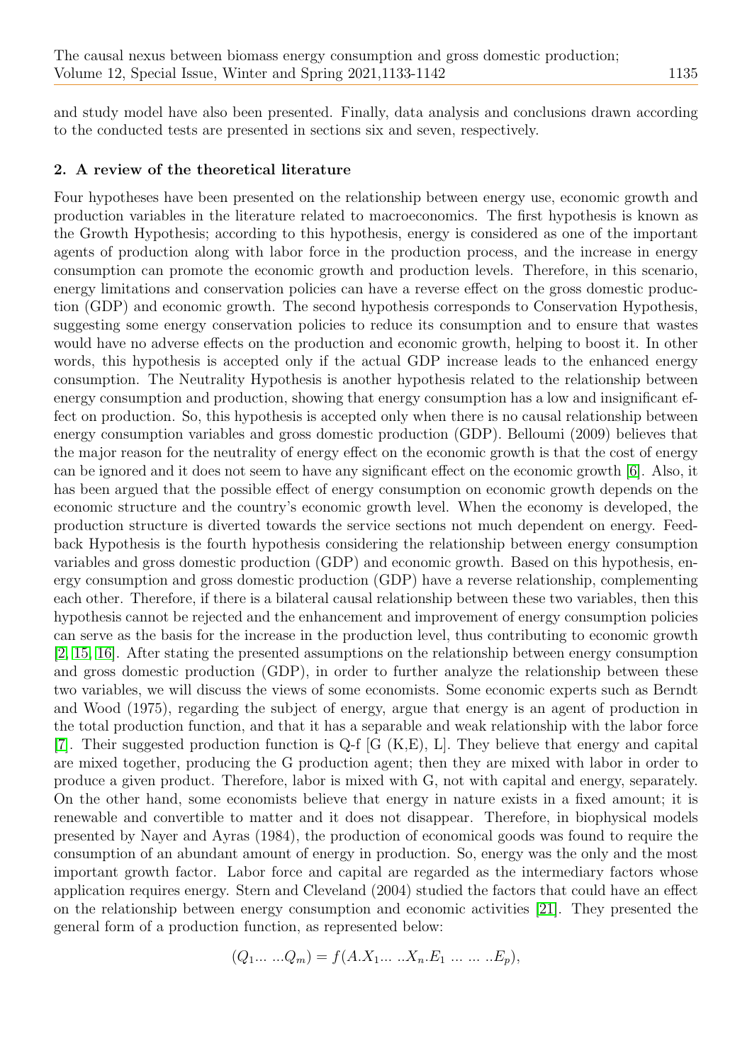and study model have also been presented. Finally, data analysis and conclusions drawn according to the conducted tests are presented in sections six and seven, respectively.

## 2. A review of the theoretical literature

Four hypotheses have been presented on the relationship between energy use, economic growth and production variables in the literature related to macroeconomics. The first hypothesis is known as the Growth Hypothesis; according to this hypothesis, energy is considered as one of the important agents of production along with labor force in the production process, and the increase in energy consumption can promote the economic growth and production levels. Therefore, in this scenario, energy limitations and conservation policies can have a reverse effect on the gross domestic production (GDP) and economic growth. The second hypothesis corresponds to Conservation Hypothesis, suggesting some energy conservation policies to reduce its consumption and to ensure that wastes would have no adverse effects on the production and economic growth, helping to boost it. In other words, this hypothesis is accepted only if the actual GDP increase leads to the enhanced energy consumption. The Neutrality Hypothesis is another hypothesis related to the relationship between energy consumption and production, showing that energy consumption has a low and insignificant effect on production. So, this hypothesis is accepted only when there is no causal relationship between energy consumption variables and gross domestic production (GDP). Belloumi (2009) believes that the major reason for the neutrality of energy effect on the economic growth is that the cost of energy can be ignored and it does not seem to have any significant effect on the economic growth [6]. Also, it has been argued that the possible effect of energy consumption on economic growth depends on the economic structure and the country's economic growth level. When the economy is developed, the production structure is diverted towards the service sections not much dependent on energy. Feedback Hypothesis is the fourth hypothesis considering the relationship between energy consumption variables and gross domestic production (GDP) and economic growth. Based on this hypothesis, energy consumption and gross domestic production (GDP) have a reverse relationship, complementing each other. Therefore, if there is a bilateral causal relationship between these two variables, then this hypothesis cannot be rejected and the enhancement and improvement of energy consumption policies can serve as the basis for the increase in the production level, thus contributing to economic growth [2, 15, 16]. After stating the presented assumptions on the relationship between energy consumption and gross domestic production (GDP), in order to further analyze the relationship between these two variables, we will discuss the views of some economists. Some economic experts such as Berndt and Wood (1975), regarding the subject of energy, argue that energy is an agent of production in the total production function, and that it has a separable and weak relationship with the labor force [7]. Their suggested production function is Q-f [G (K,E), L]. They believe that energy and capital are mixed together, producing the G production agent; then they are mixed with labor in order to produce a given product. Therefore, labor is mixed with G, not with capital and energy, separately. On the other hand, some economists believe that energy in nature exists in a fixed amount; it is renewable and convertible to matter and it does not disappear. Therefore, in biophysical models presented by Nayer and Ayras (1984), the production of economical goods was found to require the consumption of an abundant amount of energy in production. So, energy was the only and the most important growth factor. Labor force and capital are regarded as the intermediary factors whose application requires energy. Stern and Cleveland (2004) studied the factors that could have an effect on the relationship between energy consumption and economic activities [21]. They presented the general form of a production function, as represented below:

$$(Q_1 \ldots \ldots Q_m) = f(A.X_1 \ldots \ldots X_n.E_1 \ldots \ldots \ldots E_p),$$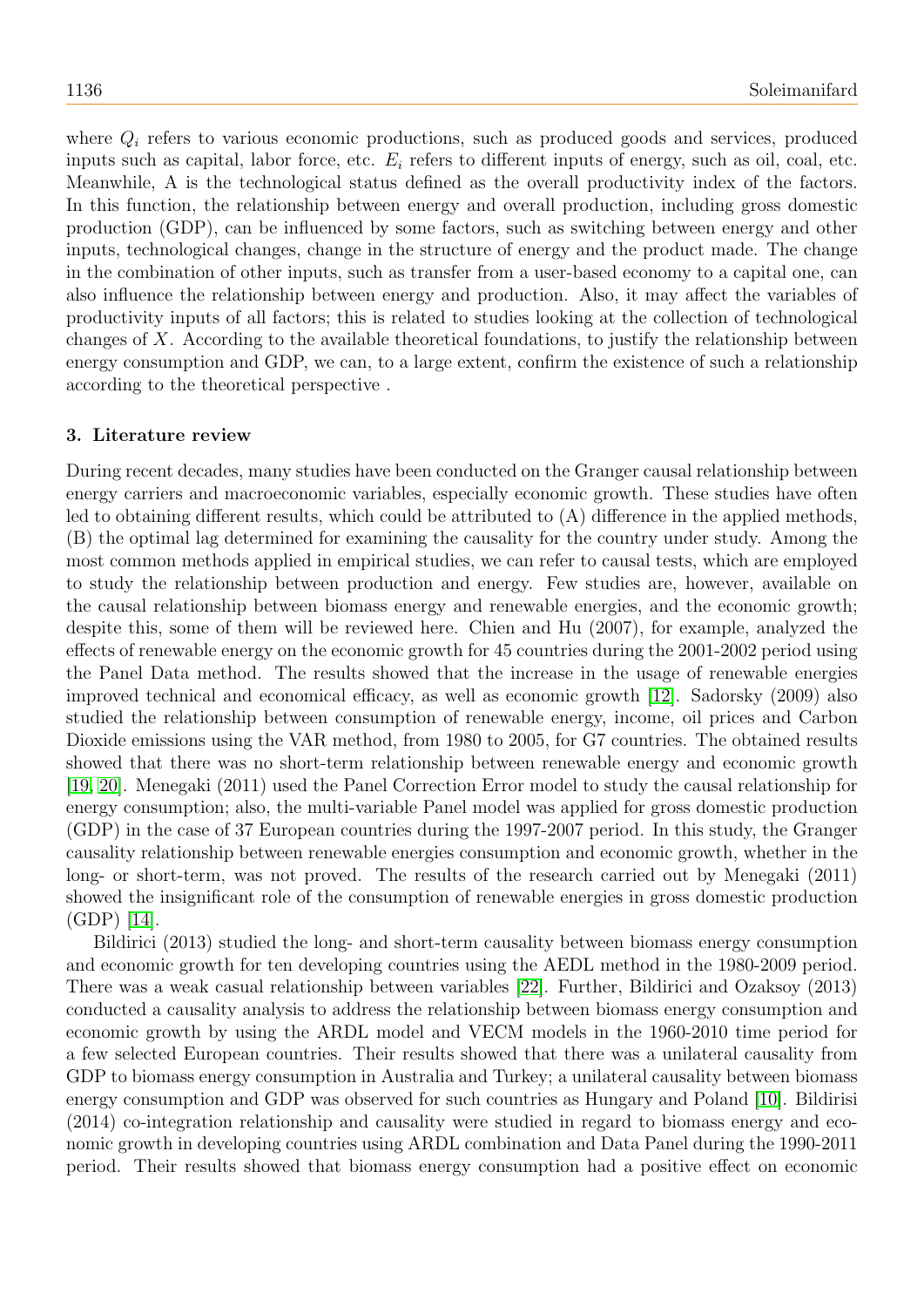where $Q_i$ refers to various economic productions, such as produced goods and services, produced inputs such as capital, labor force, etc. $E_i$ refers to different inputs of energy, such as oil, coal, etc. Meanwhile, A is the technological status defined as the overall productivity index of the factors. In this function, the relationship between energy and overall production, including gross domestic production (GDP), can be influenced by some factors, such as switching between energy and other inputs, technological changes, change in the structure of energy and the product made. The change in the combination of other inputs, such as transfer from a user-based economy to a capital one, can also influence the relationship between energy and production. Also, it may affect the variables of productivity inputs of all factors; this is related to studies looking at the collection of technological changes of $X$. According to the available theoretical foundations, to justify the relationship between energy consumption and GDP, we can, to a large extent, confirm the existence of such a relationship according to the theoretical perspective .

### 3. Literature review

During recent decades, many studies have been conducted on the Granger causal relationship between energy carriers and macroeconomic variables, especially economic growth. These studies have often led to obtaining different results, which could be attributed to (A) difference in the applied methods, (B) the optimal lag determined for examining the causality for the country under study. Among the most common methods applied in empirical studies, we can refer to causal tests, which are employed to study the relationship between production and energy. Few studies are, however, available on the causal relationship between biomass energy and renewable energies, and the economic growth; despite this, some of them will be reviewed here. Chien and Hu (2007), for example, analyzed the effects of renewable energy on the economic growth for 45 countries during the 2001-2002 period using the Panel Data method. The results showed that the increase in the usage of renewable energies improved technical and economical efficacy, as well as economic growth [12]. Sadorsky (2009) also studied the relationship between consumption of renewable energy, income, oil prices and Carbon Dioxide emissions using the VAR method, from 1980 to 2005, for G7 countries. The obtained results showed that there was no short-term relationship between renewable energy and economic growth [19, 20]. Menegaki (2011) used the Panel Correction Error model to study the causal relationship for energy consumption; also, the multi-variable Panel model was applied for gross domestic production (GDP) in the case of 37 European countries during the 1997-2007 period. In this study, the Granger causality relationship between renewable energies consumption and economic growth, whether in the long- or short-term, was not proved. The results of the research carried out by Menegaki (2011) showed the insignificant role of the consumption of renewable energies in gross domestic production (GDP) [14].

Bildirici (2013) studied the long- and short-term causality between biomass energy consumption and economic growth for ten developing countries using the AEDL method in the 1980-2009 period. There was a weak casual relationship between variables [22]. Further, Bildirici and Ozaksoy (2013) conducted a causality analysis to address the relationship between biomass energy consumption and economic growth by using the ARDL model and VECM models in the 1960-2010 time period for a few selected European countries. Their results showed that there was a unilateral causality from GDP to biomass energy consumption in Australia and Turkey; a unilateral causality between biomass energy consumption and GDP was observed for such countries as Hungary and Poland [10]. Bildirisi (2014) co-integration relationship and causality were studied in regard to biomass energy and economic growth in developing countries using ARDL combination and Data Panel during the 1990-2011 period. Their results showed that biomass energy consumption had a positive effect on economic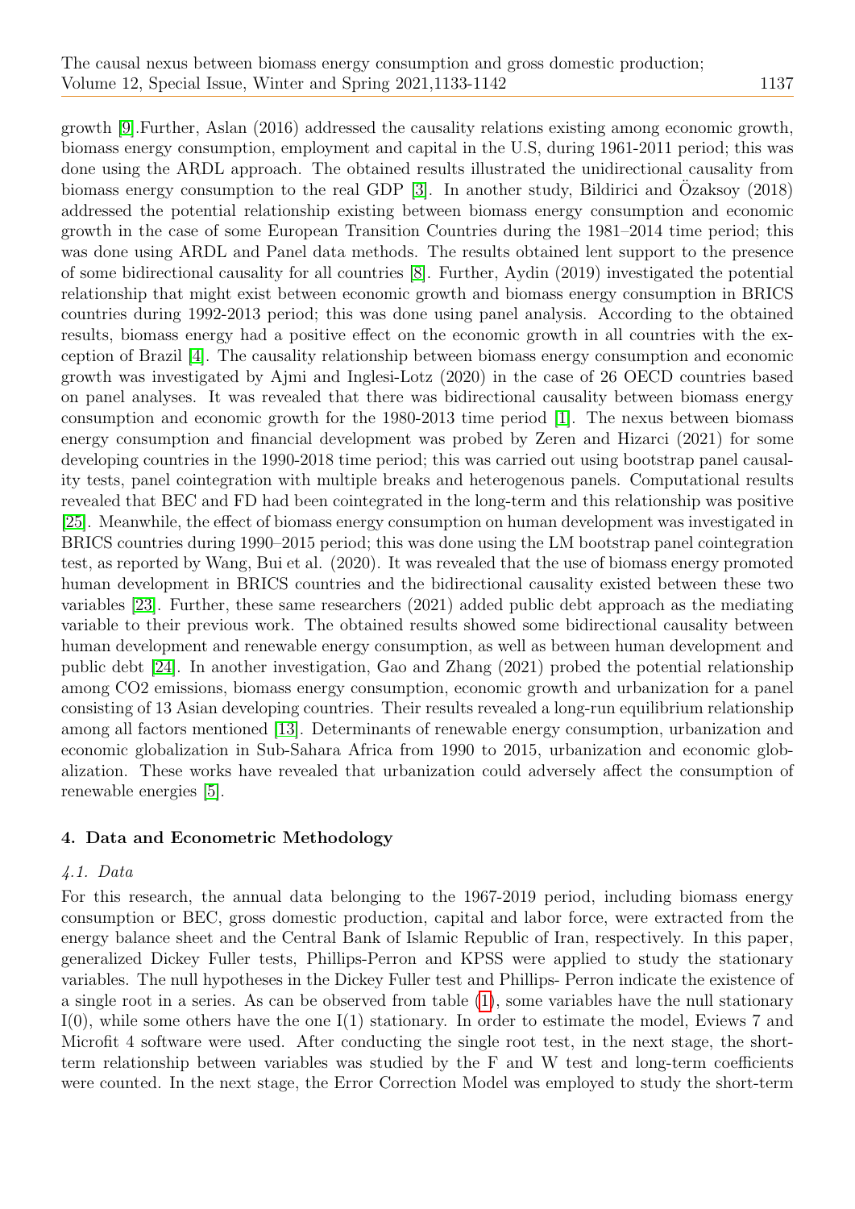growth [9].Further, Aslan (2016) addressed the causality relations existing among economic growth, biomass energy consumption, employment and capital in the U.S, during 1961-2011 period; this was done using the ARDL approach. The obtained results illustrated the unidirectional causality from biomass energy consumption to the real GDP [3]. In another study, Bildirici and Özaksoy (2018) addressed the potential relationship existing between biomass energy consumption and economic growth in the case of some European Transition Countries during the 1981–2014 time period; this was done using ARDL and Panel data methods. The results obtained lent support to the presence of some bidirectional causality for all countries [8]. Further, Aydin (2019) investigated the potential relationship that might exist between economic growth and biomass energy consumption in BRICS countries during 1992-2013 period; this was done using panel analysis. According to the obtained results, biomass energy had a positive effect on the economic growth in all countries with the exception of Brazil [4]. The causality relationship between biomass energy consumption and economic growth was investigated by Ajmi and Inglesi-Lotz (2020) in the case of 26 OECD countries based on panel analyses. It was revealed that there was bidirectional causality between biomass energy consumption and economic growth for the 1980-2013 time period [1]. The nexus between biomass energy consumption and financial development was probed by Zeren and Hizarci (2021) for some developing countries in the 1990-2018 time period; this was carried out using bootstrap panel causality tests, panel cointegration with multiple breaks and heterogenous panels. Computational results revealed that BEC and FD had been cointegrated in the long-term and this relationship was positive [25]. Meanwhile, the effect of biomass energy consumption on human development was investigated in BRICS countries during 1990–2015 period; this was done using the LM bootstrap panel cointegration test, as reported by Wang, Bui et al. (2020). It was revealed that the use of biomass energy promoted human development in BRICS countries and the bidirectional causality existed between these two variables [23]. Further, these same researchers (2021) added public debt approach as the mediating variable to their previous work. The obtained results showed some bidirectional causality between human development and renewable energy consumption, as well as between human development and public debt [24]. In another investigation, Gao and Zhang (2021) probed the potential relationship among CO2 emissions, biomass energy consumption, economic growth and urbanization for a panel consisting of 13 Asian developing countries. Their results revealed a long-run equilibrium relationship among all factors mentioned [13]. Determinants of renewable energy consumption, urbanization and economic globalization in Sub-Sahara Africa from 1990 to 2015, urbanization and economic globalization. These works have revealed that urbanization could adversely affect the consumption of renewable energies [5].

## 4. Data and Econometric Methodology

### *4.1. Data*

For this research, the annual data belonging to the 1967-2019 period, including biomass energy consumption or BEC, gross domestic production, capital and labor force, were extracted from the energy balance sheet and the Central Bank of Islamic Republic of Iran, respectively. In this paper, generalized Dickey Fuller tests, Phillips-Perron and KPSS were applied to study the stationary variables. The null hypotheses in the Dickey Fuller test and Phillips- Perron indicate the existence of a single root in a series. As can be observed from table (1), some variables have the null stationary I(0), while some others have the one I(1) stationary. In order to estimate the model, Eviews 7 and Microfit 4 software were used. After conducting the single root test, in the next stage, the short-term relationship between variables was studied by the F and W test and long-term coefficients were counted. In the next stage, the Error Correction Model was employed to study the short-term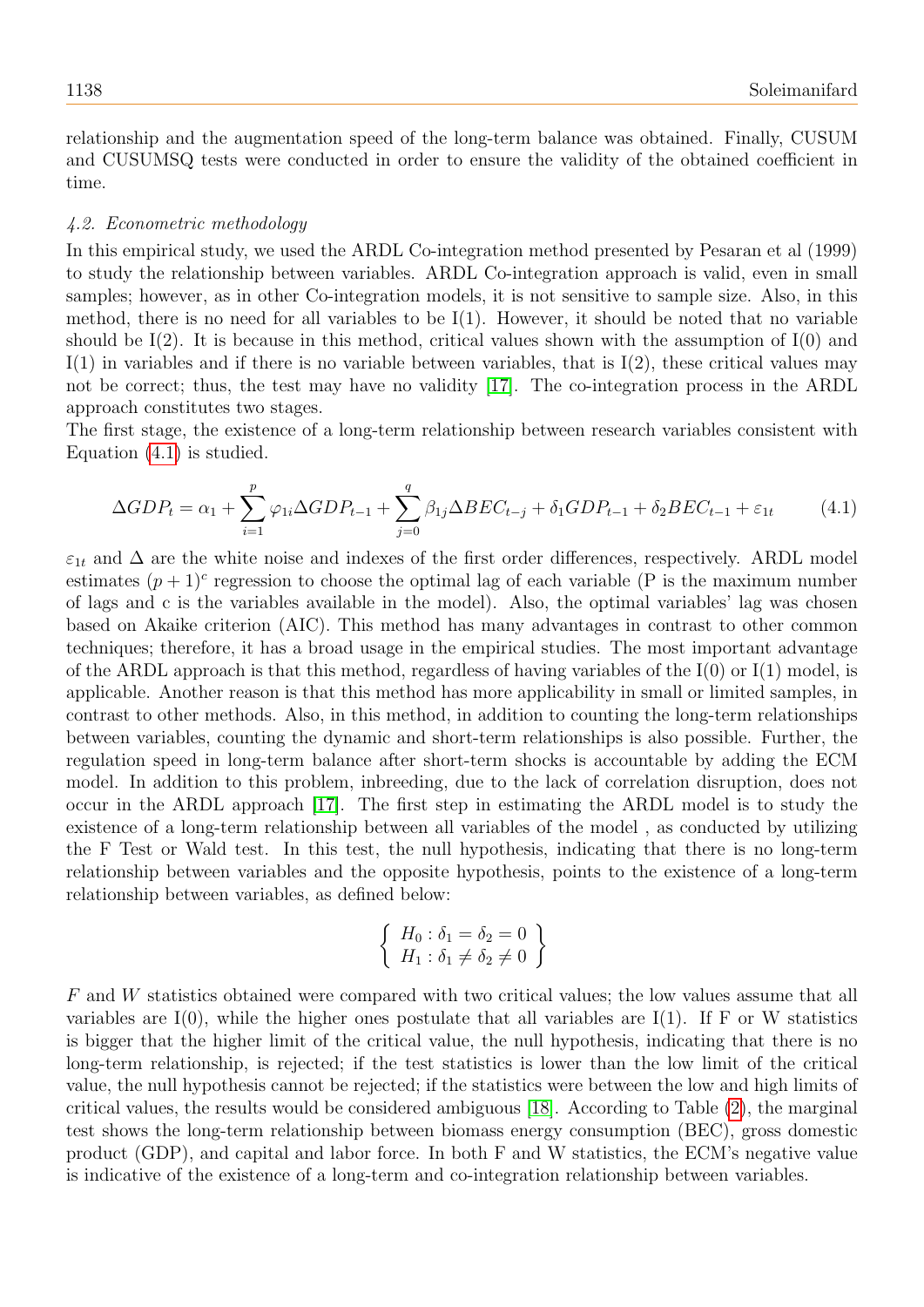relationship and the augmentation speed of the long-term balance was obtained. Finally, CUSUM and CUSUMSQ tests were conducted in order to ensure the validity of the obtained coefficient in time.

### *4.2. Econometric methodology*

In this empirical study, we used the ARDL Co-integration method presented by Pesaran et al (1999) to study the relationship between variables. ARDL Co-integration approach is valid, even in small samples; however, as in other Co-integration models, it is not sensitive to sample size. Also, in this method, there is no need for all variables to be I(1). However, it should be noted that no variable should be I(2). It is because in this method, critical values shown with the assumption of I(0) and I(1) in variables and if there is no variable between variables, that is I(2), these critical values may not be correct; thus, the test may have no validity [17]. The co-integration process in the ARDL approach constitutes two stages.

The first stage, the existence of a long-term relationship between research variables consistent with Equation (4.1) is studied.

$$\Delta GDP_t = \alpha_1 + \sum_{i=1}^{p} \varphi_{1i} \Delta GDP_{t-1} + \sum_{j=0}^{q} \beta_{1j} \Delta BEC_{t-j} + \delta_1 GDP_{t-1} + \delta_2 BEC_{t-1} + \varepsilon_{1t} \tag{4.1}$$

$\varepsilon_{1t}$ and $\Delta$ are the white noise and indexes of the first order differences, respectively. ARDL model estimates $(p+1)^c$ regression to choose the optimal lag of each variable (P is the maximum number of lags and c is the variables available in the model). Also, the optimal variables' lag was chosen based on Akaike criterion (AIC). This method has many advantages in contrast to other common techniques; therefore, it has a broad usage in the empirical studies. The most important advantage of the ARDL approach is that this method, regardless of having variables of the I(0) or I(1) model, is applicable. Another reason is that this method has more applicability in small or limited samples, in contrast to other methods. Also, in this method, in addition to counting the long-term relationships between variables, counting the dynamic and short-term relationships is also possible. Further, the regulation speed in long-term balance after short-term shocks is accountable by adding the ECM model. In addition to this problem, inbreeding, due to the lack of correlation disruption, does not occur in the ARDL approach [17]. The first step in estimating the ARDL model is to study the existence of a long-term relationship between all variables of the model , as conducted by utilizing the F Test or Wald test. In this test, the null hypothesis, indicating that there is no long-term relationship between variables and the opposite hypothesis, points to the existence of a long-term relationship between variables, as defined below:

$$\left\{ \begin{array}{l} H_0 : \delta_1 = \delta_2 = 0 \\ H_1 : \delta_1 \neq \delta_2 \neq 0 \end{array} \right\}$$

$F$ and $W$ statistics obtained were compared with two critical values; the low values assume that all variables are I(0), while the higher ones postulate that all variables are I(1). If F or W statistics is bigger that the higher limit of the critical value, the null hypothesis, indicating that there is no long-term relationship, is rejected; if the test statistics is lower than the low limit of the critical value, the null hypothesis cannot be rejected; if the statistics were between the low and high limits of critical values, the results would be considered ambiguous [18]. According to Table (2), the marginal test shows the long-term relationship between biomass energy consumption (BEC), gross domestic product (GDP), and capital and labor force. In both F and W statistics, the ECM's negative value is indicative of the existence of a long-term and co-integration relationship between variables.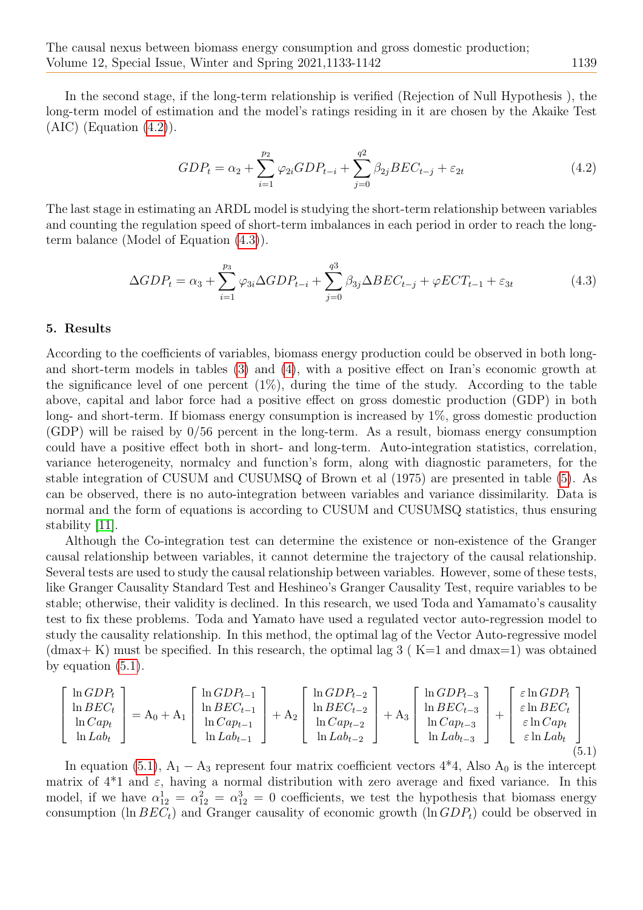In the second stage, if the long-term relationship is verified (Rejection of Null Hypothesis ), the long-term model of estimation and the model's ratings residing in it are chosen by the Akaike Test (AIC) (Equation (4.2)).

$$GDP_t = \alpha_2 + \sum_{i=1}^{p_2} \varphi_{2i} GDP_{t-i} + \sum_{j=0}^{q2} \beta_{2j} BEC_{t-j} + \varepsilon_{2t} \tag{4.2}$$

The last stage in estimating an ARDL model is studying the short-term relationship between variables and counting the regulation speed of short-term imbalances in each period in order to reach the long-term balance (Model of Equation (4.3)).

$$\Delta GDP_t = \alpha_3 + \sum_{i=1}^{p_3} \varphi_{3i} \Delta GDP_{t-i} + \sum_{j=0}^{q3} \beta_{3j} \Delta BEC_{t-j} + \varphi ECT_{t-1} + \varepsilon_{3t} \tag{4.3}$$

## 5. Results

According to the coefficients of variables, biomass energy production could be observed in both long- and short-term models in tables (3) and (4), with a positive effect on Iran's economic growth at the significance level of one percent (1%), during the time of the study. According to the table above, capital and labor force had a positive effect on gross domestic production (GDP) in both long- and short-term. If biomass energy consumption is increased by 1%, gross domestic production (GDP) will be raised by 0/56 percent in the long-term. As a result, biomass energy consumption could have a positive effect both in short- and long-term. Auto-integration statistics, correlation, variance heterogeneity, normalcy and function's form, along with diagnostic parameters, for the stable integration of CUSUM and CUSUMSQ of Brown et al (1975) are presented in table (5). As can be observed, there is no auto-integration between variables and variance dissimilarity. Data is normal and the form of equations is according to CUSUM and CUSUMSQ statistics, thus ensuring stability [11].

Although the Co-integration test can determine the existence or non-existence of the Granger causal relationship between variables, it cannot determine the trajectory of the causal relationship. Several tests are used to study the causal relationship between variables. However, some of these tests, like Granger Causality Standard Test and Heshineo's Granger Causality Test, require variables to be stable; otherwise, their validity is declined. In this research, we used Toda and Yamamato's causality test to fix these problems. Toda and Yamato have used a regulated vector auto-regression model to study the causality relationship. In this method, the optimal lag of the Vector Auto-regressive model (dmax+ K) must be specified. In this research, the optimal lag 3 ( K=1 and dmax=1) was obtained by equation (5.1).

$$\begin{bmatrix} \ln GDP_t \\ \ln BEC_t \\ \ln Cap_t \\ \ln Lab_t \end{bmatrix} = \mathrm{A}_0 + \mathrm{A}_1 \begin{bmatrix} \ln GDP_{t-1} \\ \ln BEC_{t-1} \\ \ln Cap_{t-1} \\ \ln Lab_{t-1} \end{bmatrix} + \mathrm{A}_2 \begin{bmatrix} \ln GDP_{t-2} \\ \ln BEC_{t-2} \\ \ln Cap_{t-2} \\ \ln Lab_{t-2} \end{bmatrix} + \mathrm{A}_3 \begin{bmatrix} \ln GDP_{t-3} \\ \ln BEC_{t-3} \\ \ln Cap_{t-3} \\ \ln Lab_{t-3} \end{bmatrix} + \begin{bmatrix} \varepsilon \ln GDP_t \\ \varepsilon \ln BEC_t \\ \varepsilon \ln Cap_t \\ \varepsilon \ln Lab_t \end{bmatrix} \tag{5.1}$$

In equation (5.1), $\mathrm{A}_1 - \mathrm{A}_3$ represent four matrix coefficient vectors 4*4, Also $\mathrm{A}_0$ is the intercept matrix of 4*1 and $\varepsilon$, having a normal distribution with zero average and fixed variance. In this model, if we have $\alpha_{12}^1 = \alpha_{12}^2 = \alpha_{12}^3 = 0$ coefficients, we test the hypothesis that biomass energy consumption ($\ln BEC_t$) and Granger causality of economic growth ($\ln GDP_t$) could be observed in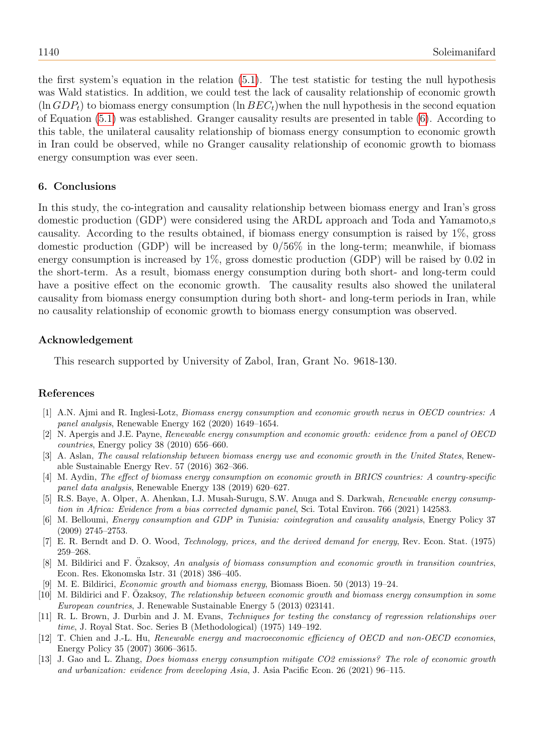the first system's equation in the relation (5.1). The test statistic for testing the null hypothesis was Wald statistics. In addition, we could test the lack of causality relationship of economic growth ($\ln GDP_t$) to biomass energy consumption ($\ln BEC_t$)when the null hypothesis in the second equation of Equation (5.1) was established. Granger causality results are presented in table (6). According to this table, the unilateral causality relationship of biomass energy consumption to economic growth in Iran could be observed, while no Granger causality relationship of economic growth to biomass energy consumption was ever seen.

## 6. Conclusions

In this study, the co-integration and causality relationship between biomass energy and Iran's gross domestic production (GDP) were considered using the ARDL approach and Toda and Yamamoto,s causality. According to the results obtained, if biomass energy consumption is raised by 1%, gross domestic production (GDP) will be increased by 0/56% in the long-term; meanwhile, if biomass energy consumption is increased by 1%, gross domestic production (GDP) will be raised by 0.02 in the short-term. As a result, biomass energy consumption during both short- and long-term could have a positive effect on the economic growth. The causality results also showed the unilateral causality from biomass energy consumption during both short- and long-term periods in Iran, while no causality relationship of economic growth to biomass energy consumption was observed.

### Acknowledgement

This research supported by University of Zabol, Iran, Grant No. 9618-130.

## References

[1] A.N. Ajmi and R. Inglesi-Lotz, *Biomass energy consumption and economic growth nexus in OECD countries: A panel analysis*, Renewable Energy 162 (2020) 1649–1654.

[2] N. Apergis and J.E. Payne, *Renewable energy consumption and economic growth: evidence from a panel of OECD countries*, Energy policy 38 (2010) 656–660.

[3] A. Aslan, *The causal relationship between biomass energy use and economic growth in the United States*, Renewable Sustainable Energy Rev. 57 (2016) 362–366.

[4] M. Aydin, *The effect of biomass energy consumption on economic growth in BRICS countries: A country-specific panel data analysis*, Renewable Energy 138 (2019) 620–627.

[5] R.S. Baye, A. Olper, A. Ahenkan, I.J. Musah-Surugu, S.W. Anuga and S. Darkwah, *Renewable energy consumption in Africa: Evidence from a bias corrected dynamic panel*, Sci. Total Environ. 766 (2021) 142583.

[6] M. Belloumi, *Energy consumption and GDP in Tunisia: cointegration and causality analysis*, Energy Policy 37 (2009) 2745–2753.

[7] E. R. Berndt and D. O. Wood, *Technology, prices, and the derived demand for energy*, Rev. Econ. Stat. (1975) 259–268.

[8] M. Bildirici and F. Özaksoy, *An analysis of biomass consumption and economic growth in transition countries*, Econ. Res. Ekonomska Istr. 31 (2018) 386–405.

[9] M. E. Bildirici, *Economic growth and biomass energy*, Biomass Bioen. 50 (2013) 19–24.

[10] M. Bildirici and F. Özaksoy, *The relationship between economic growth and biomass energy consumption in some European countries*, J. Renewable Sustainable Energy 5 (2013) 023141.

[11] R. L. Brown, J. Durbin and J. M. Evans, *Techniques for testing the constancy of regression relationships over time*, J. Royal Stat. Soc. Series B (Methodological) (1975) 149–192.

[12] T. Chien and J.-L. Hu, *Renewable energy and macroeconomic efficiency of OECD and non-OECD economies*, Energy Policy 35 (2007) 3606–3615.

[13] J. Gao and L. Zhang, *Does biomass energy consumption mitigate CO2 emissions? The role of economic growth and urbanization: evidence from developing Asia*, J. Asia Pacific Econ. 26 (2021) 96–115.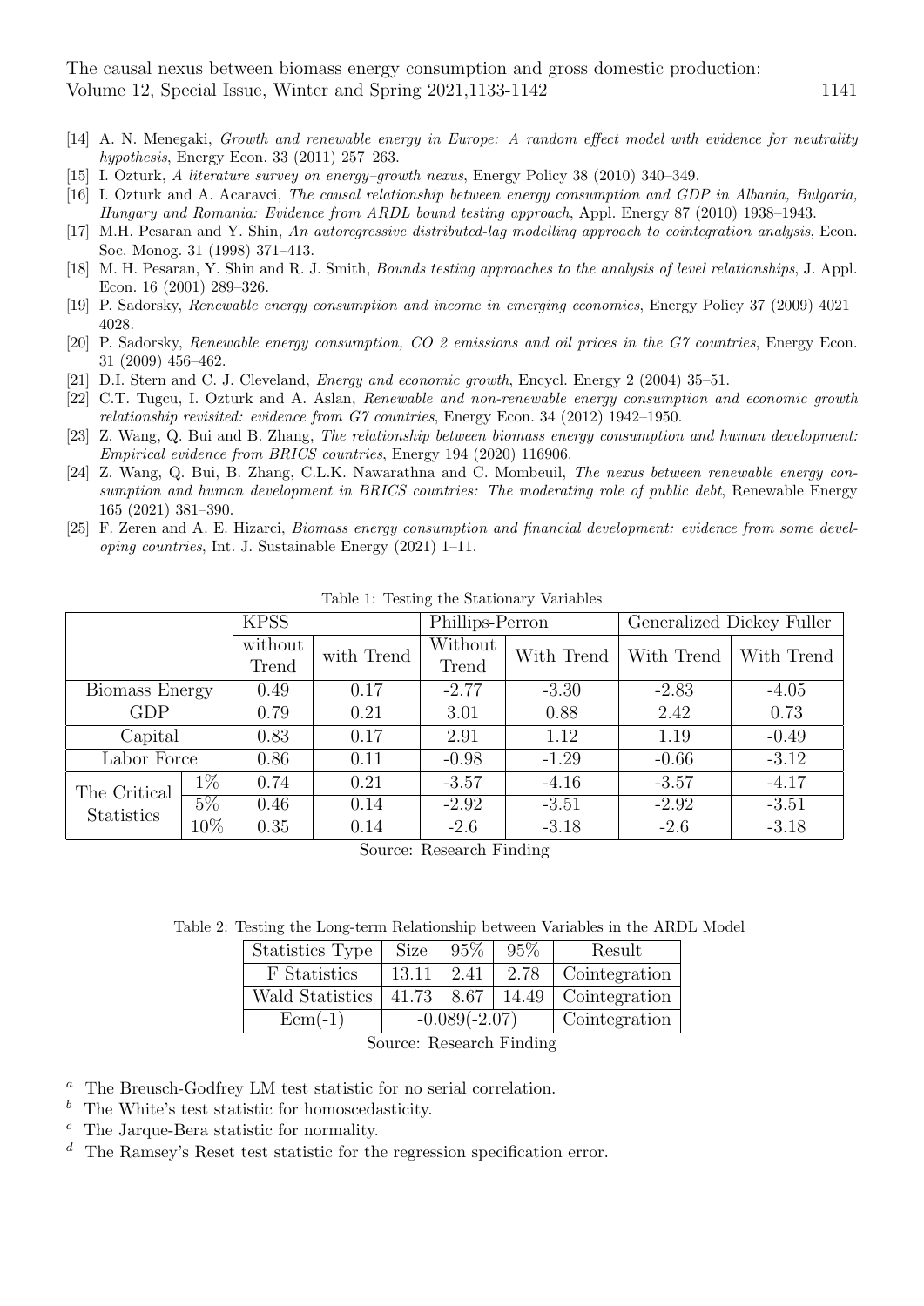[14] A. N. Menegaki, *Growth and renewable energy in Europe: A random effect model with evidence for neutrality hypothesis*, Energy Econ. 33 (2011) 257–263.

[15] I. Ozturk, *A literature survey on energy–growth nexus*, Energy Policy 38 (2010) 340–349.

[16] I. Ozturk and A. Acaravci, *The causal relationship between energy consumption and GDP in Albania, Bulgaria, Hungary and Romania: Evidence from ARDL bound testing approach*, Appl. Energy 87 (2010) 1938–1943.

[17] M.H. Pesaran and Y. Shin, *An autoregressive distributed-lag modelling approach to cointegration analysis*, Econ. Soc. Monog. 31 (1998) 371–413.

[18] M. H. Pesaran, Y. Shin and R. J. Smith, *Bounds testing approaches to the analysis of level relationships*, J. Appl. Econ. 16 (2001) 289–326.

[19] P. Sadorsky, *Renewable energy consumption and income in emerging economies*, Energy Policy 37 (2009) 4021–4028.

[20] P. Sadorsky, *Renewable energy consumption, CO 2 emissions and oil prices in the G7 countries*, Energy Econ. 31 (2009) 456–462.

[21] D.I. Stern and C. J. Cleveland, *Energy and economic growth*, Encycl. Energy 2 (2004) 35–51.

[22] C.T. Tugcu, I. Ozturk and A. Aslan, *Renewable and non-renewable energy consumption and economic growth relationship revisited: evidence from G7 countries*, Energy Econ. 34 (2012) 1942–1950.

[23] Z. Wang, Q. Bui and B. Zhang, *The relationship between biomass energy consumption and human development: Empirical evidence from BRICS countries*, Energy 194 (2020) 116906.

[24] Z. Wang, Q. Bui, B. Zhang, C.L.K. Nawarathna and C. Mombeuil, *The nexus between renewable energy consumption and human development in BRICS countries: The moderating role of public debt*, Renewable Energy 165 (2021) 381–390.

[25] F. Zeren and A. E. Hizarci, *Biomass energy consumption and financial development: evidence from some developing countries*, Int. J. Sustainable Energy (2021) 1–11.

Table 1: Testing the Stationary Variables

| | | KPSS | | Phillips-Perron | | Generalized Dickey Fuller | |
|---|---|---|---|---|---|---|---|
| | | without Trend | with Trend | Without Trend | With Trend | With Trend | With Trend |
| Biomass Energy | | 0.49 | 0.17 | -2.77 | -3.30 | -2.83 | -4.05 |
| GDP | | 0.79 | 0.21 | 3.01 | 0.88 | 2.42 | 0.73 |
| Capital | | 0.83 | 0.17 | 2.91 | 1.12 | 1.19 | -0.49 |
| Labor Force | | 0.86 | 0.11 | -0.98 | -1.29 | -0.66 | -3.12 |
| The Critical Statistics | 1% | 0.74 | 0.21 | -3.57 | -4.16 | -3.57 | -4.17 |
| | 5% | 0.46 | 0.14 | -2.92 | -3.51 | -2.92 | -3.51 |
| | 10% | 0.35 | 0.14 | -2.6 | -3.18 | -2.6 | -3.18 |

Source: Research Finding

Table 2: Testing the Long-term Relationship between Variables in the ARDL Model

| Statistics Type | Size | 95% | 95% | Result |
|---|---|---|---|---|
| F Statistics | 13.11 | 2.41 | 2.78 | Cointegration |
| Wald Statistics | 41.73 | 8.67 | 14.49 | Cointegration |
| Ecm(-1) | -0.089(-2.07) | | | Cointegration |

Source: Research Finding

[a] The Breusch-Godfrey LM test statistic for no serial correlation.

[b] The White's test statistic for homoscedasticity.

[c] The Jarque-Bera statistic for normality.

[d] The Ramsey's Reset test statistic for the regression specification error.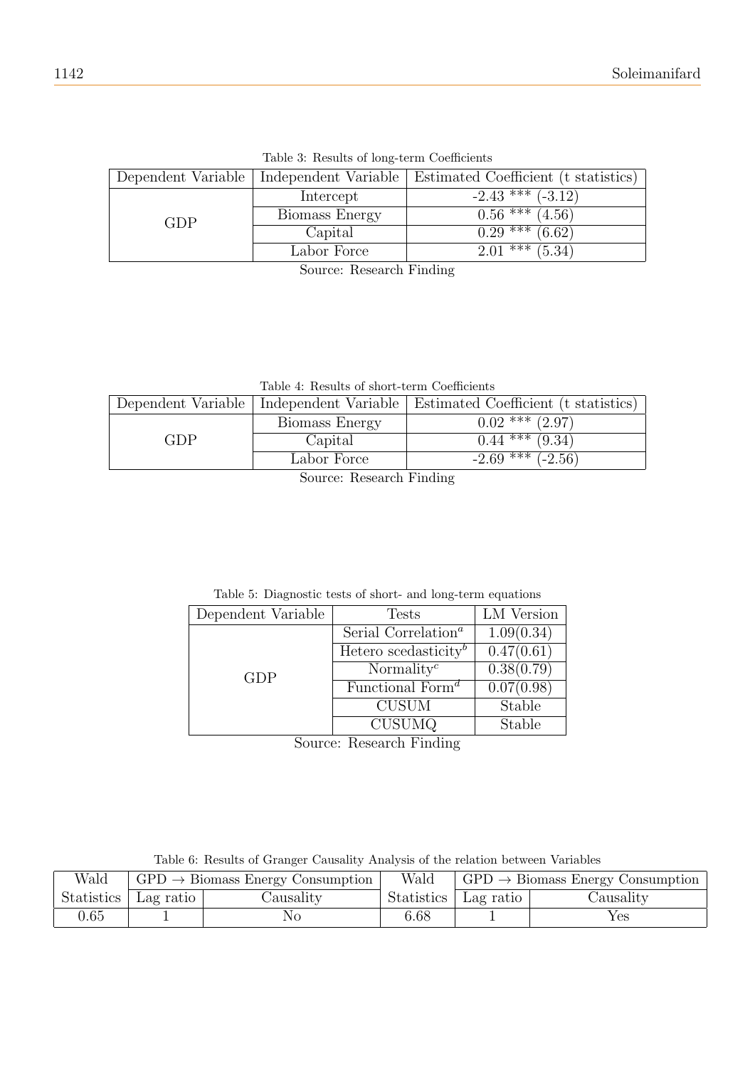Table 3: Results of long-term Coefficients

| Dependent Variable | Independent Variable | Estimated Coefficient (t statistics) |
|---|---|---|
| GDP | Intercept | -2.43 *** (-3.12) |
| | Biomass Energy | 0.56 *** (4.56) |
| | Capital | 0.29 *** (6.62) |
| | Labor Force | 2.01 *** (5.34) |

Source: Research Finding

Table 4: Results of short-term Coefficients

| Dependent Variable | Independent Variable | Estimated Coefficient (t statistics) |
|---|---|---|
| GDP | Biomass Energy | 0.02 *** (2.97) |
| | Capital | 0.44 *** (9.34) |
| | Labor Force | -2.69 *** (-2.56) |

Source: Research Finding

Table 5: Diagnostic tests of short- and long-term equations

| Dependent Variable | Tests | LM Version |
|---|---|---|
| GDP | Serial Correlation[a] | 1.09(0.34) |
| | Hetero scedasticity[b] | 0.47(0.61) |
| | Normality[c] | 0.38(0.79) |
| | Functional Form[d] | 0.07(0.98) |
| | CUSUM | Stable |
| | CUSUMQ | Stable |

Source: Research Finding

Table 6: Results of Granger Causality Analysis of the relation between Variables

| Wald | GPD → Biomass Energy Consumption | | Wald | GPD → Biomass Energy Consumption | |
|---|---|---|---|---|---|
| Statistics | Lag ratio | Causality | Statistics | Lag ratio | Causality |
| 0.65 | 1 | No | 6.68 | 1 | Yes |